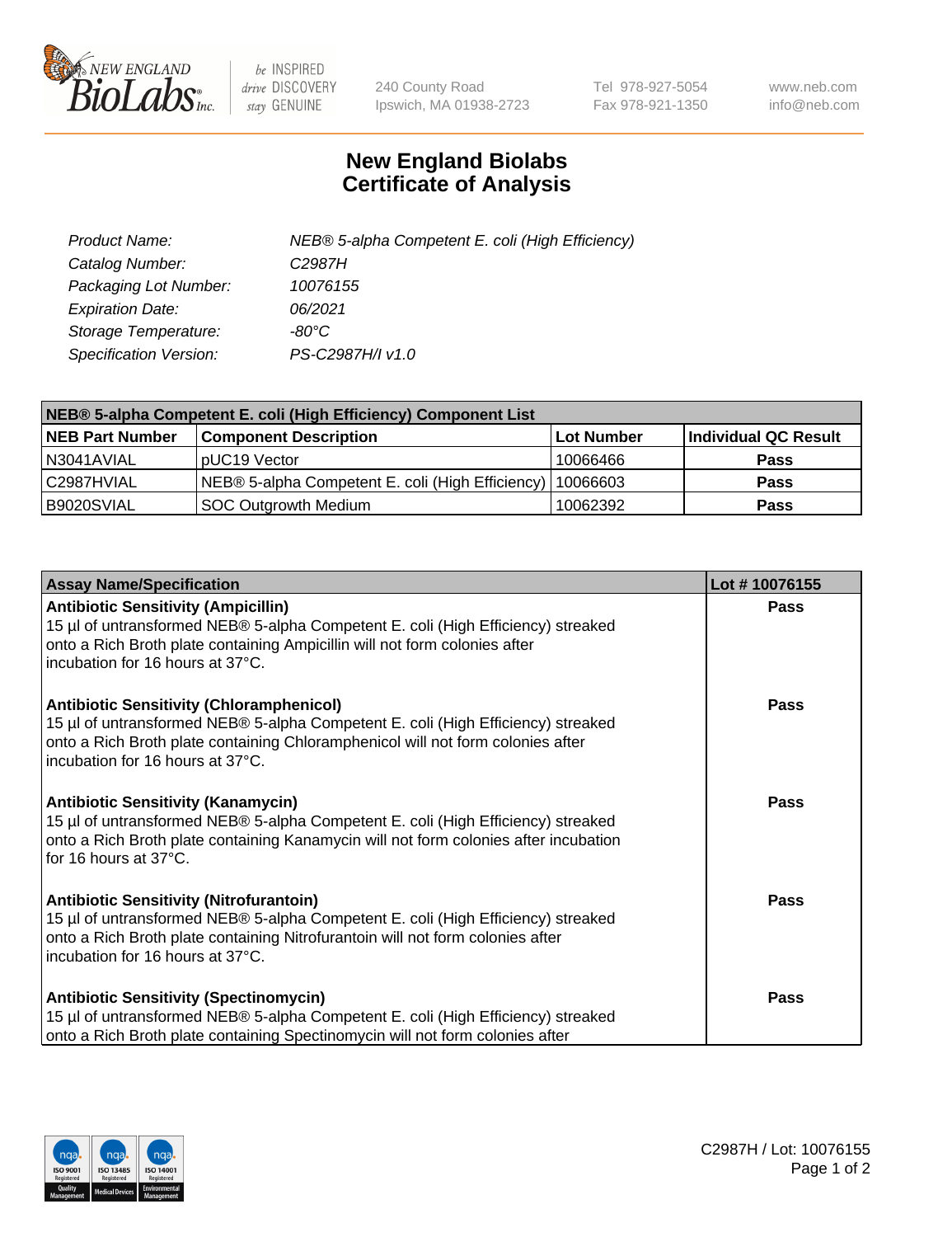# New England Biolabs
# Certificate of Analysis

| | |
|---|---|
| *Product Name:* | *NEB® 5-alpha Competent E. coli (High Efficiency)* |
| *Catalog Number:* | *C2987H* |
| *Packaging Lot Number:* | *10076155* |
| *Expiration Date:* | *06/2021* |
| *Storage Temperature:* | *-80°C* |
| *Specification Version:* | *PS-C2987H/I v1.0* |

| NEB® 5-alpha Competent E. coli (High Efficiency) Component List | | | |
|---|---|---|---|
| **NEB Part Number** | **Component Description** | **Lot Number** | **Individual QC Result** |
| N3041AVIAL | pUC19 Vector | 10066466 | **Pass** |
| C2987HVIAL | NEB® 5-alpha Competent E. coli (High Efficiency) | 10066603 | **Pass** |
| B9020SVIAL | SOC Outgrowth Medium | 10062392 | **Pass** |

| Assay Name/Specification | Lot # 10076155 |
|---|---|
| **Antibiotic Sensitivity (Ampicillin)**<br>15 µl of untransformed NEB® 5-alpha Competent E. coli (High Efficiency) streaked onto a Rich Broth plate containing Ampicillin will not form colonies after incubation for 16 hours at 37°C. | **Pass** |
| **Antibiotic Sensitivity (Chloramphenicol)**<br>15 µl of untransformed NEB® 5-alpha Competent E. coli (High Efficiency) streaked onto a Rich Broth plate containing Chloramphenicol will not form colonies after incubation for 16 hours at 37°C. | **Pass** |
| **Antibiotic Sensitivity (Kanamycin)**<br>15 µl of untransformed NEB® 5-alpha Competent E. coli (High Efficiency) streaked onto a Rich Broth plate containing Kanamycin will not form colonies after incubation for 16 hours at 37°C. | **Pass** |
| **Antibiotic Sensitivity (Nitrofurantoin)**<br>15 µl of untransformed NEB® 5-alpha Competent E. coli (High Efficiency) streaked onto a Rich Broth plate containing Nitrofurantoin will not form colonies after incubation for 16 hours at 37°C. | **Pass** |
| **Antibiotic Sensitivity (Spectinomycin)**<br>15 µl of untransformed NEB® 5-alpha Competent E. coli (High Efficiency) streaked onto a Rich Broth plate containing Spectinomycin will not form colonies after | **Pass** |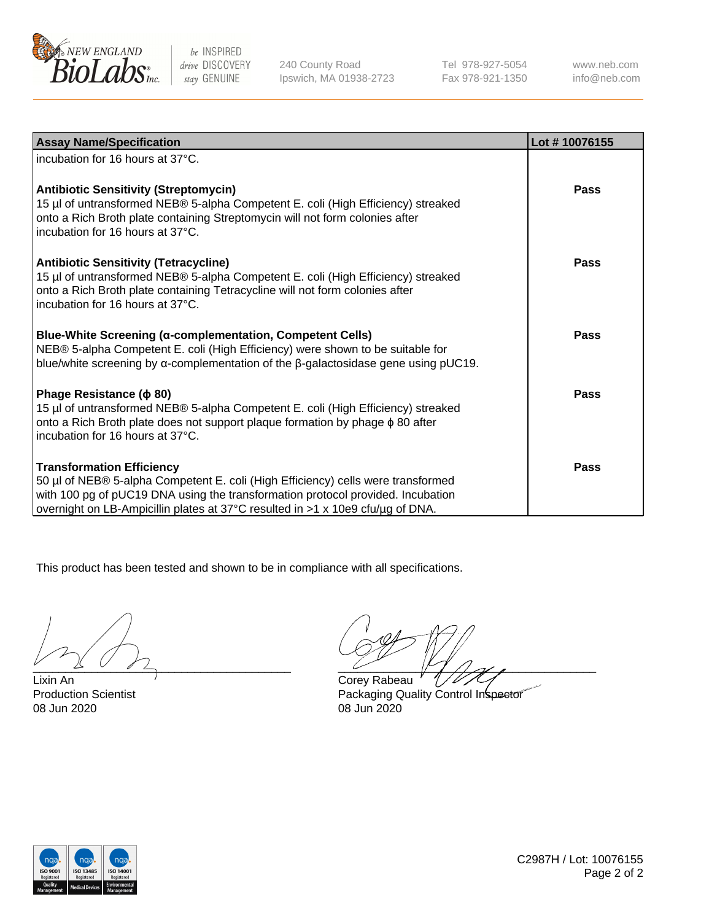| Assay Name/Specification | Lot # 10076155 |
| --- | --- |
| incubation for 16 hours at 37°C. | |
| **Antibiotic Sensitivity (Streptomycin)**<br>15 µl of untransformed NEB® 5-alpha Competent E. coli (High Efficiency) streaked onto a Rich Broth plate containing Streptomycin will not form colonies after incubation for 16 hours at 37°C. | **Pass** |
| **Antibiotic Sensitivity (Tetracycline)**<br>15 µl of untransformed NEB® 5-alpha Competent E. coli (High Efficiency) streaked onto a Rich Broth plate containing Tetracycline will not form colonies after incubation for 16 hours at 37°C. | **Pass** |
| **Blue-White Screening (α-complementation, Competent Cells)**<br>NEB® 5-alpha Competent E. coli (High Efficiency) were shown to be suitable for blue/white screening by α-complementation of the β-galactosidase gene using pUC19. | **Pass** |
| **Phage Resistance (ϕ 80)**<br>15 µl of untransformed NEB® 5-alpha Competent E. coli (High Efficiency) streaked onto a Rich Broth plate does not support plaque formation by phage ϕ 80 after incubation for 16 hours at 37°C. | **Pass** |
| **Transformation Efficiency**<br>50 µl of NEB® 5-alpha Competent E. coli (High Efficiency) cells were transformed with 100 pg of pUC19 DNA using the transformation protocol provided. Incubation overnight on LB-Ampicillin plates at 37°C resulted in >1 x 10e9 cfu/µg of DNA. | **Pass** |

This product has been tested and shown to be in compliance with all specifications.

Lixin An
Production Scientist
08 Jun 2020

Corey Rabeau
Packaging Quality Control Inspector
08 Jun 2020

C2987H / Lot: 10076155